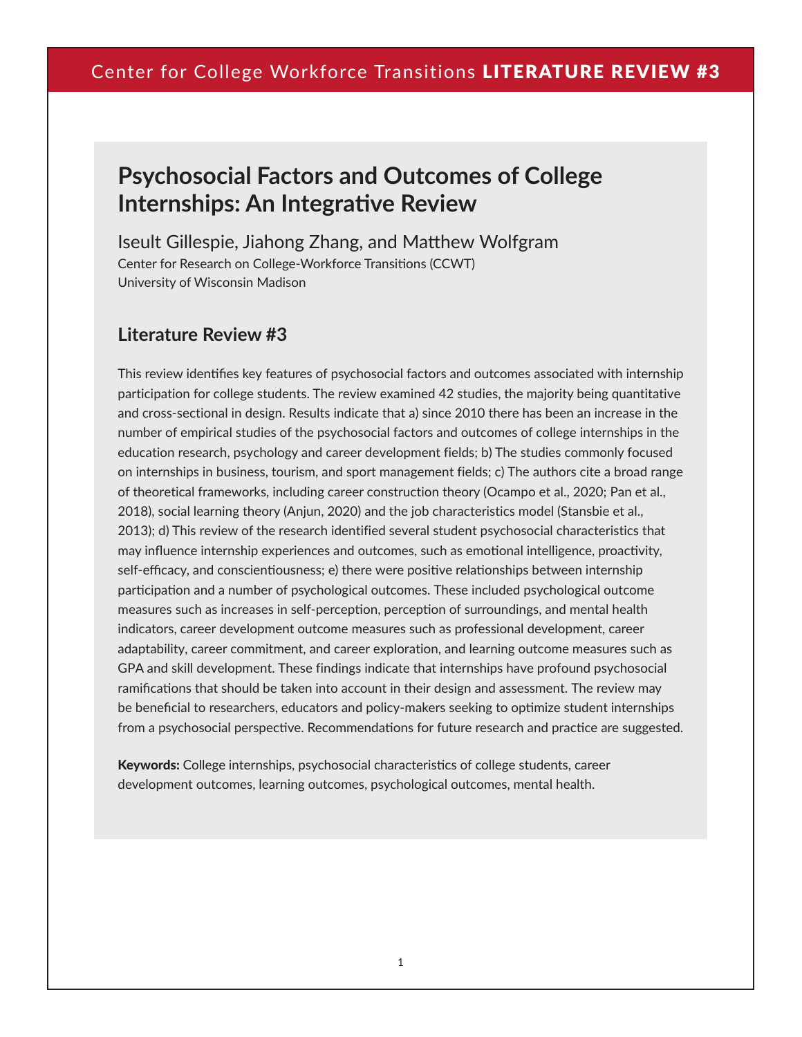# Psychosocial Factors and Outcomes of College Internships: An Integrative Review

Iseult Gillespie, Jiahong Zhang, and Matthew Wolfgram

Center for Research on College-Workforce Transitions (CCWT)
University of Wisconsin Madison

## Literature Review #3

This review identifies key features of psychosocial factors and outcomes associated with internship participation for college students. The review examined 42 studies, the majority being quantitative and cross-sectional in design. Results indicate that a) since 2010 there has been an increase in the number of empirical studies of the psychosocial factors and outcomes of college internships in the education research, psychology and career development fields; b) The studies commonly focused on internships in business, tourism, and sport management fields; c) The authors cite a broad range of theoretical frameworks, including career construction theory (Ocampo et al., 2020; Pan et al., 2018), social learning theory (Anjun, 2020) and the job characteristics model (Stansbie et al., 2013); d) This review of the research identified several student psychosocial characteristics that may influence internship experiences and outcomes, such as emotional intelligence, proactivity, self-efficacy, and conscientiousness; e) there were positive relationships between internship participation and a number of psychological outcomes. These included psychological outcome measures such as increases in self-perception, perception of surroundings, and mental health indicators, career development outcome measures such as professional development, career adaptability, career commitment, and career exploration, and learning outcome measures such as GPA and skill development. These findings indicate that internships have profound psychosocial ramifications that should be taken into account in their design and assessment. The review may be beneficial to researchers, educators and policy-makers seeking to optimize student internships from a psychosocial perspective. Recommendations for future research and practice are suggested.

**Keywords:** College internships, psychosocial characteristics of college students, career development outcomes, learning outcomes, psychological outcomes, mental health.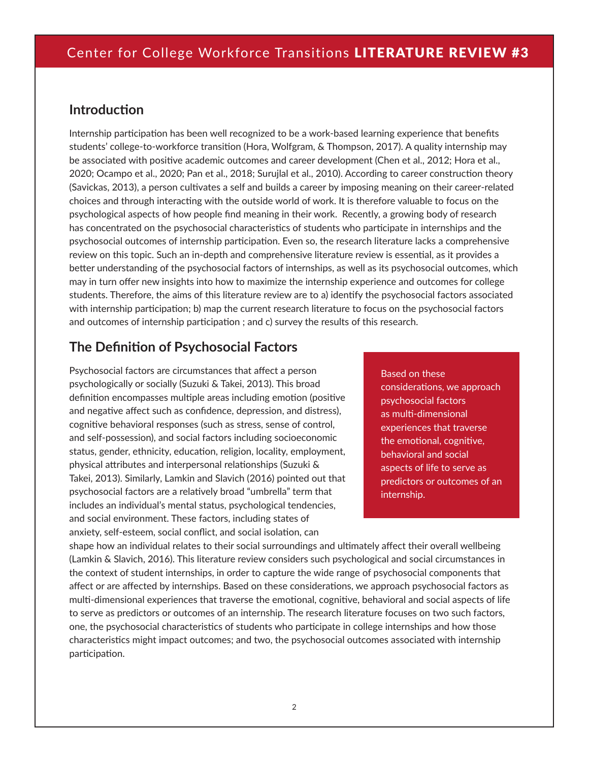## Introduction

Internship participation has been well recognized to be a work-based learning experience that benefits students' college-to-workforce transition (Hora, Wolfgram, & Thompson, 2017). A quality internship may be associated with positive academic outcomes and career development (Chen et al., 2012; Hora et al., 2020; Ocampo et al., 2020; Pan et al., 2018; Surujlal et al., 2010). According to career construction theory (Savickas, 2013), a person cultivates a self and builds a career by imposing meaning on their career-related choices and through interacting with the outside world of work. It is therefore valuable to focus on the psychological aspects of how people find meaning in their work. Recently, a growing body of research has concentrated on the psychosocial characteristics of students who participate in internships and the psychosocial outcomes of internship participation. Even so, the research literature lacks a comprehensive review on this topic. Such an in-depth and comprehensive literature review is essential, as it provides a better understanding of the psychosocial factors of internships, as well as its psychosocial outcomes, which may in turn offer new insights into how to maximize the internship experience and outcomes for college students. Therefore, the aims of this literature review are to a) identify the psychosocial factors associated with internship participation; b) map the current research literature to focus on the psychosocial factors and outcomes of internship participation ; and c) survey the results of this research.

## The Definition of Psychosocial Factors

Psychosocial factors are circumstances that affect a person psychologically or socially (Suzuki & Takei, 2013). This broad definition encompasses multiple areas including emotion (positive and negative affect such as confidence, depression, and distress), cognitive behavioral responses (such as stress, sense of control, and self-possession), and social factors including socioeconomic status, gender, ethnicity, education, religion, locality, employment, physical attributes and interpersonal relationships (Suzuki & Takei, 2013). Similarly, Lamkin and Slavich (2016) pointed out that psychosocial factors are a relatively broad "umbrella" term that includes an individual's mental status, psychological tendencies, and social environment. These factors, including states of anxiety, self-esteem, social conflict, and social isolation, can shape how an individual relates to their social surroundings and ultimately affect their overall wellbeing (Lamkin & Slavich, 2016). This literature review considers such psychological and social circumstances in the context of student internships, in order to capture the wide range of psychosocial components that affect or are affected by internships. Based on these considerations, we approach psychosocial factors as multi-dimensional experiences that traverse the emotional, cognitive, behavioral and social aspects of life to serve as predictors or outcomes of an internship. The research literature focuses on two such factors, one, the psychosocial characteristics of students who participate in college internships and how those characteristics might impact outcomes; and two, the psychosocial outcomes associated with internship participation.

> Based on these considerations, we approach psychosocial factors as multi-dimensional experiences that traverse the emotional, cognitive, behavioral and social aspects of life to serve as predictors or outcomes of an internship.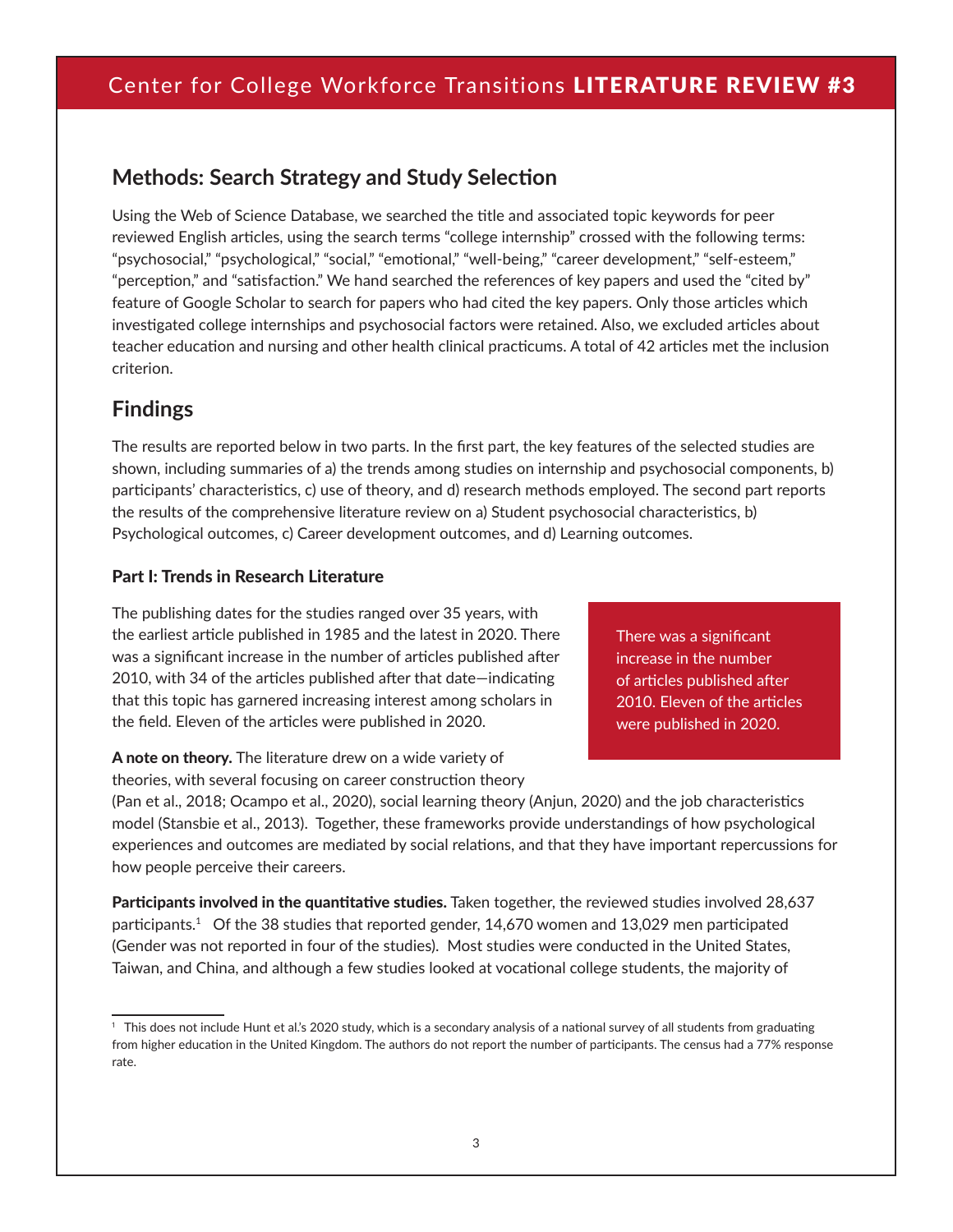## Methods: Search Strategy and Study Selection

Using the Web of Science Database, we searched the title and associated topic keywords for peer reviewed English articles, using the search terms "college internship" crossed with the following terms: "psychosocial," "psychological," "social," "emotional," "well-being," "career development," "self-esteem," "perception," and "satisfaction." We hand searched the references of key papers and used the "cited by" feature of Google Scholar to search for papers who had cited the key papers. Only those articles which investigated college internships and psychosocial factors were retained. Also, we excluded articles about teacher education and nursing and other health clinical practicums. A total of 42 articles met the inclusion criterion.

## Findings

The results are reported below in two parts. In the first part, the key features of the selected studies are shown, including summaries of a) the trends among studies on internship and psychosocial components, b) participants' characteristics, c) use of theory, and d) research methods employed. The second part reports the results of the comprehensive literature review on a) Student psychosocial characteristics, b) Psychological outcomes, c) Career development outcomes, and d) Learning outcomes.

### Part I: Trends in Research Literature

The publishing dates for the studies ranged over 35 years, with the earliest article published in 1985 and the latest in 2020. There was a significant increase in the number of articles published after 2010, with 34 of the articles published after that date—indicating that this topic has garnered increasing interest among scholars in the field. Eleven of the articles were published in 2020.

> There was a significant increase in the number of articles published after 2010. Eleven of the articles were published in 2020.

**A note on theory.** The literature drew on a wide variety of theories, with several focusing on career construction theory (Pan et al., 2018; Ocampo et al., 2020), social learning theory (Anjun, 2020) and the job characteristics model (Stansbie et al., 2013). Together, these frameworks provide understandings of how psychological experiences and outcomes are mediated by social relations, and that they have important repercussions for how people perceive their careers.

**Participants involved in the quantitative studies.** Taken together, the reviewed studies involved 28,637 participants.[1] Of the 38 studies that reported gender, 14,670 women and 13,029 men participated (Gender was not reported in four of the studies). Most studies were conducted in the United States, Taiwan, and China, and although a few studies looked at vocational college students, the majority of

[1] This does not include Hunt et al.'s 2020 study, which is a secondary analysis of a national survey of all students from graduating from higher education in the United Kingdom. The authors do not report the number of participants. The census had a 77% response rate.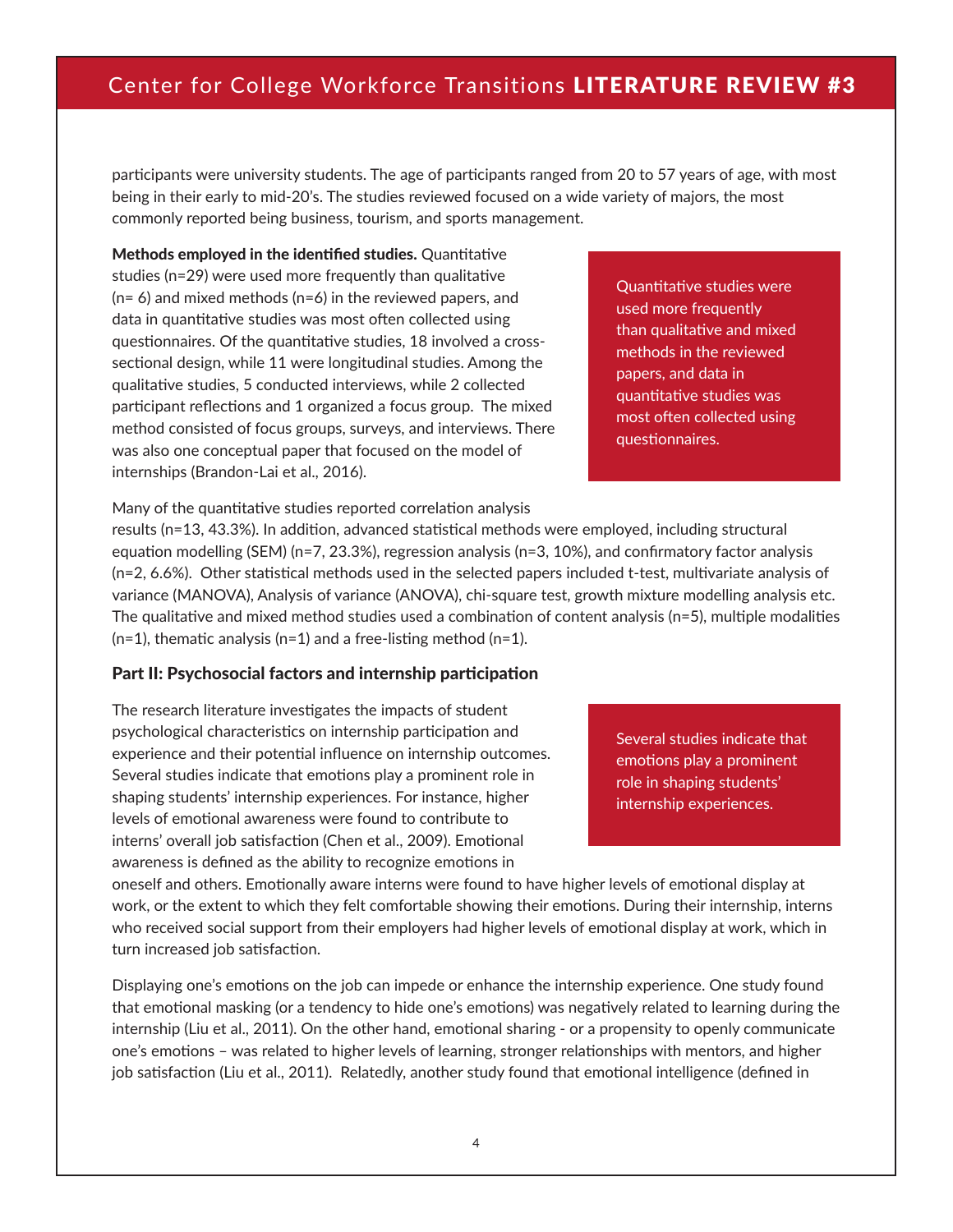participants were university students. The age of participants ranged from 20 to 57 years of age, with most being in their early to mid-20's. The studies reviewed focused on a wide variety of majors, the most commonly reported being business, tourism, and sports management.

**Methods employed in the identified studies.** Quantitative studies (n=29) were used more frequently than qualitative (n= 6) and mixed methods (n=6) in the reviewed papers, and data in quantitative studies was most often collected using questionnaires. Of the quantitative studies, 18 involved a cross-sectional design, while 11 were longitudinal studies. Among the qualitative studies, 5 conducted interviews, while 2 collected participant reflections and 1 organized a focus group. The mixed method consisted of focus groups, surveys, and interviews. There was also one conceptual paper that focused on the model of internships (Brandon-Lai et al., 2016).

> Quantitative studies were used more frequently than qualitative and mixed methods in the reviewed papers, and data in quantitative studies was most often collected using questionnaires.

Many of the quantitative studies reported correlation analysis results (n=13, 43.3%). In addition, advanced statistical methods were employed, including structural equation modelling (SEM) (n=7, 23.3%), regression analysis (n=3, 10%), and confirmatory factor analysis (n=2, 6.6%). Other statistical methods used in the selected papers included t-test, multivariate analysis of variance (MANOVA), Analysis of variance (ANOVA), chi-square test, growth mixture modelling analysis etc. The qualitative and mixed method studies used a combination of content analysis (n=5), multiple modalities (n=1), thematic analysis (n=1) and a free-listing method (n=1).

### Part II: Psychosocial factors and internship participation

The research literature investigates the impacts of student psychological characteristics on internship participation and experience and their potential influence on internship outcomes. Several studies indicate that emotions play a prominent role in shaping students' internship experiences. For instance, higher levels of emotional awareness were found to contribute to interns' overall job satisfaction (Chen et al., 2009). Emotional awareness is defined as the ability to recognize emotions in oneself and others. Emotionally aware interns were found to have higher levels of emotional display at work, or the extent to which they felt comfortable showing their emotions. During their internship, interns who received social support from their employers had higher levels of emotional display at work, which in turn increased job satisfaction.

> Several studies indicate that emotions play a prominent role in shaping students' internship experiences.

Displaying one's emotions on the job can impede or enhance the internship experience. One study found that emotional masking (or a tendency to hide one's emotions) was negatively related to learning during the internship (Liu et al., 2011). On the other hand, emotional sharing - or a propensity to openly communicate one's emotions – was related to higher levels of learning, stronger relationships with mentors, and higher job satisfaction (Liu et al., 2011). Relatedly, another study found that emotional intelligence (defined in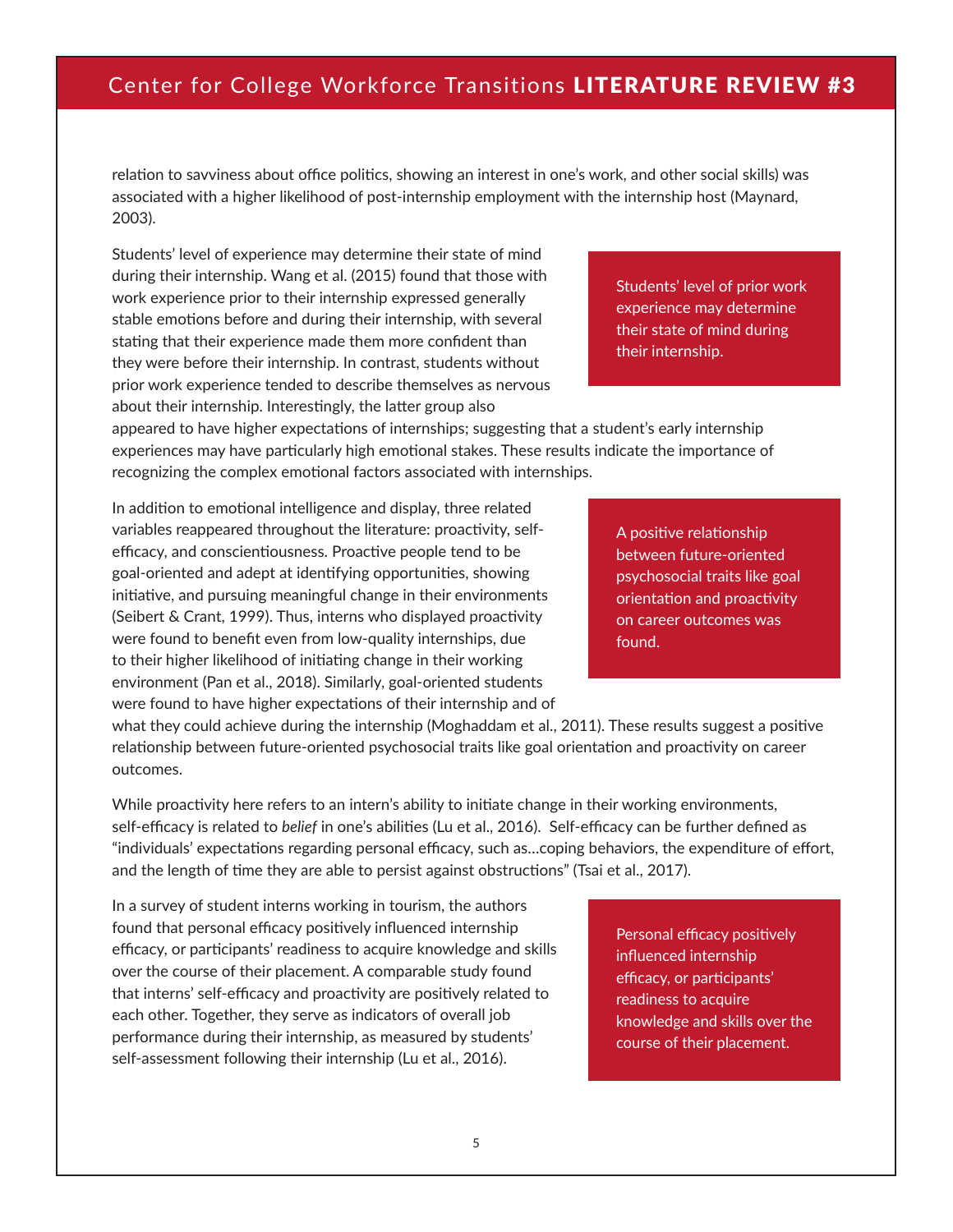relation to savviness about office politics, showing an interest in one's work, and other social skills) was associated with a higher likelihood of post-internship employment with the internship host (Maynard, 2003).

Students' level of experience may determine their state of mind during their internship. Wang et al. (2015) found that those with work experience prior to their internship expressed generally stable emotions before and during their internship, with several stating that their experience made them more confident than they were before their internship. In contrast, students without prior work experience tended to describe themselves as nervous about their internship. Interestingly, the latter group also appeared to have higher expectations of internships; suggesting that a student's early internship experiences may have particularly high emotional stakes. These results indicate the importance of recognizing the complex emotional factors associated with internships.

> Students' level of prior work experience may determine their state of mind during their internship.

In addition to emotional intelligence and display, three related variables reappeared throughout the literature: proactivity, self-efficacy, and conscientiousness. Proactive people tend to be goal-oriented and adept at identifying opportunities, showing initiative, and pursuing meaningful change in their environments (Seibert & Crant, 1999). Thus, interns who displayed proactivity were found to benefit even from low-quality internships, due to their higher likelihood of initiating change in their working environment (Pan et al., 2018). Similarly, goal-oriented students were found to have higher expectations of their internship and of what they could achieve during the internship (Moghaddam et al., 2011). These results suggest a positive relationship between future-oriented psychosocial traits like goal orientation and proactivity on career outcomes.

> A positive relationship between future-oriented psychosocial traits like goal orientation and proactivity on career outcomes was found.

While proactivity here refers to an intern's ability to initiate change in their working environments, self-efficacy is related to *belief* in one's abilities (Lu et al., 2016). Self-efficacy can be further defined as "individuals' expectations regarding personal efficacy, such as...coping behaviors, the expenditure of effort, and the length of time they are able to persist against obstructions" (Tsai et al., 2017).

In a survey of student interns working in tourism, the authors found that personal efficacy positively influenced internship efficacy, or participants' readiness to acquire knowledge and skills over the course of their placement. A comparable study found that interns' self-efficacy and proactivity are positively related to each other. Together, they serve as indicators of overall job performance during their internship, as measured by students' self-assessment following their internship (Lu et al., 2016).

> Personal efficacy positively influenced internship efficacy, or participants' readiness to acquire knowledge and skills over the course of their placement.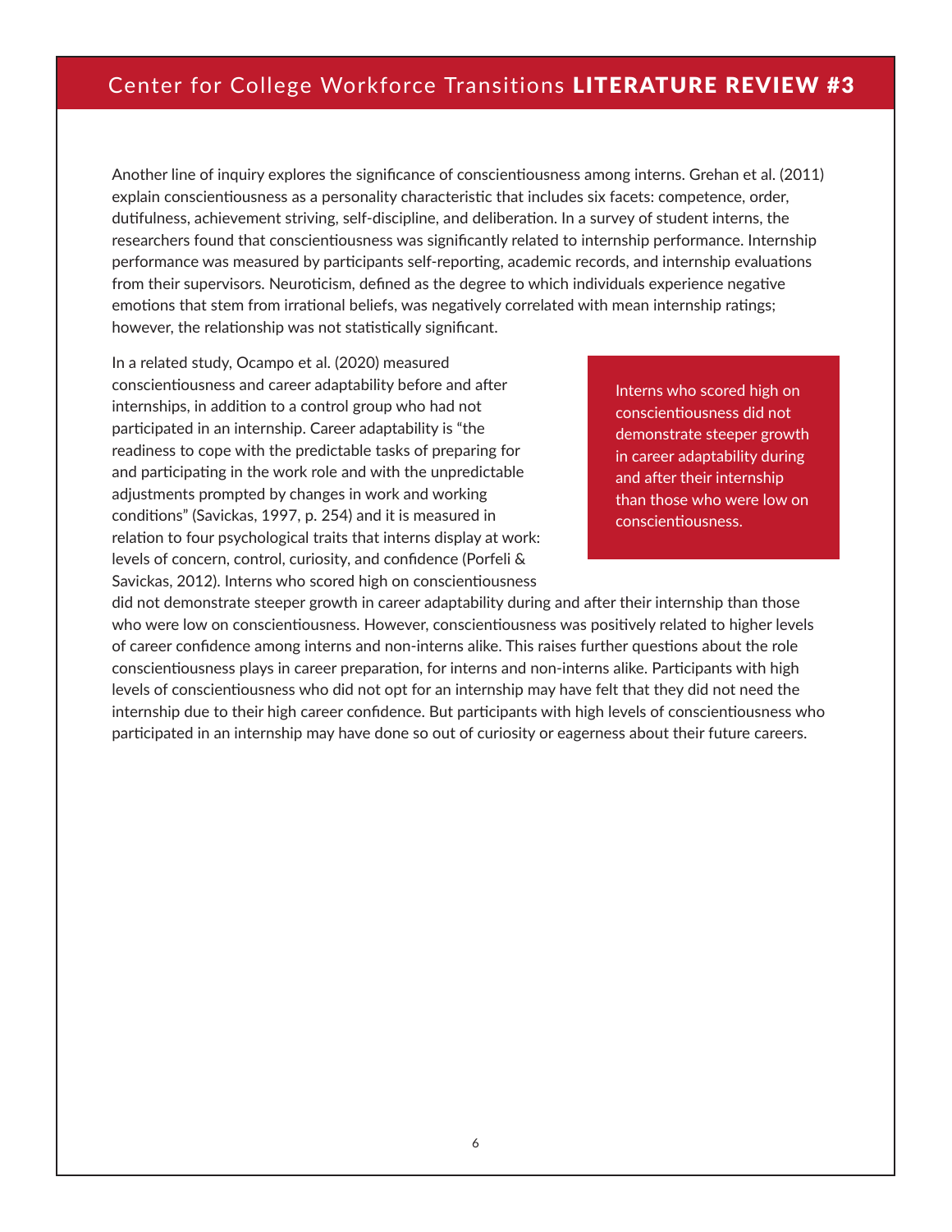Another line of inquiry explores the significance of conscientiousness among interns. Grehan et al. (2011) explain conscientiousness as a personality characteristic that includes six facets: competence, order, dutifulness, achievement striving, self-discipline, and deliberation. In a survey of student interns, the researchers found that conscientiousness was significantly related to internship performance. Internship performance was measured by participants self-reporting, academic records, and internship evaluations from their supervisors. Neuroticism, defined as the degree to which individuals experience negative emotions that stem from irrational beliefs, was negatively correlated with mean internship ratings; however, the relationship was not statistically significant.

In a related study, Ocampo et al. (2020) measured conscientiousness and career adaptability before and after internships, in addition to a control group who had not participated in an internship. Career adaptability is "the readiness to cope with the predictable tasks of preparing for and participating in the work role and with the unpredictable adjustments prompted by changes in work and working conditions" (Savickas, 1997, p. 254) and it is measured in relation to four psychological traits that interns display at work: levels of concern, control, curiosity, and confidence (Porfeli & Savickas, 2012). Interns who scored high on conscientiousness did not demonstrate steeper growth in career adaptability during and after their internship than those who were low on conscientiousness. However, conscientiousness was positively related to higher levels of career confidence among interns and non-interns alike. This raises further questions about the role conscientiousness plays in career preparation, for interns and non-interns alike. Participants with high levels of conscientiousness who did not opt for an internship may have felt that they did not need the internship due to their high career confidence. But participants with high levels of conscientiousness who participated in an internship may have done so out of curiosity or eagerness about their future careers.

> Interns who scored high on conscientiousness did not demonstrate steeper growth in career adaptability during and after their internship than those who were low on conscientiousness.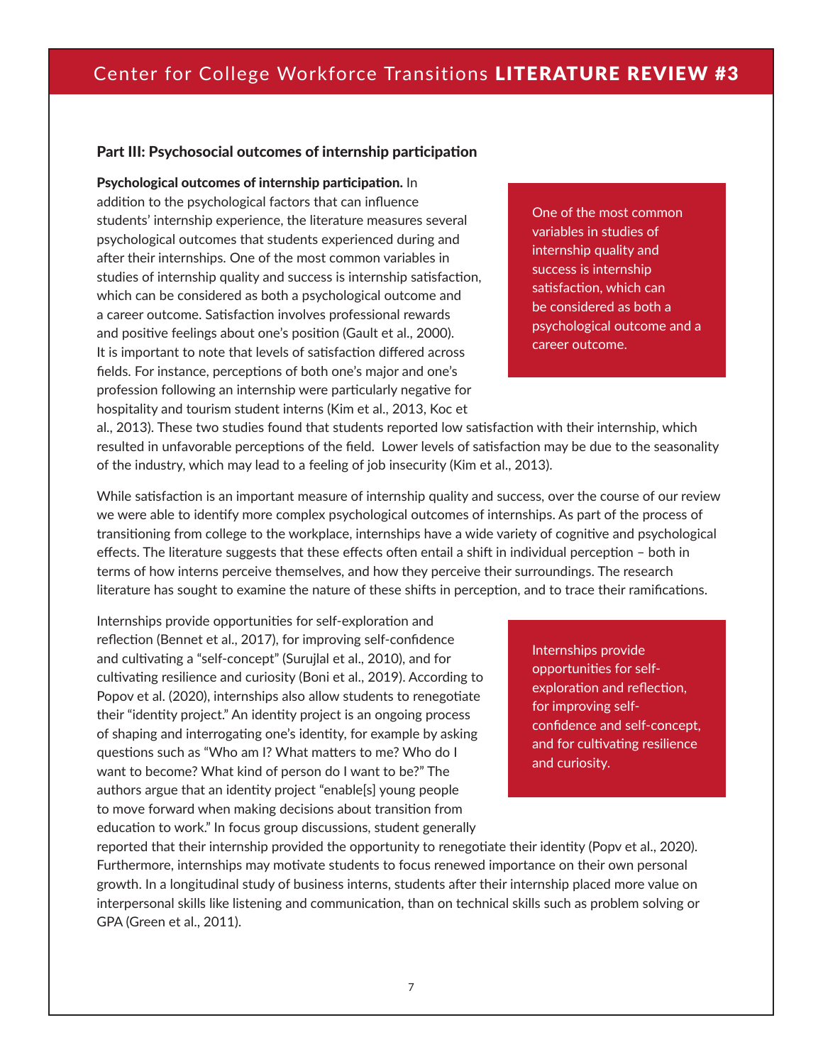## Part III: Psychosocial outcomes of internship participation

**Psychological outcomes of internship participation.** In addition to the psychological factors that can influence students' internship experience, the literature measures several psychological outcomes that students experienced during and after their internships. One of the most common variables in studies of internship quality and success is internship satisfaction, which can be considered as both a psychological outcome and a career outcome. Satisfaction involves professional rewards and positive feelings about one's position (Gault et al., 2000). It is important to note that levels of satisfaction differed across fields. For instance, perceptions of both one's major and one's profession following an internship were particularly negative for hospitality and tourism student interns (Kim et al., 2013, Koc et al., 2013). These two studies found that students reported low satisfaction with their internship, which resulted in unfavorable perceptions of the field. Lower levels of satisfaction may be due to the seasonality of the industry, which may lead to a feeling of job insecurity (Kim et al., 2013).

> One of the most common variables in studies of internship quality and success is internship satisfaction, which can be considered as both a psychological outcome and a career outcome.

While satisfaction is an important measure of internship quality and success, over the course of our review we were able to identify more complex psychological outcomes of internships. As part of the process of transitioning from college to the workplace, internships have a wide variety of cognitive and psychological effects. The literature suggests that these effects often entail a shift in individual perception – both in terms of how interns perceive themselves, and how they perceive their surroundings. The research literature has sought to examine the nature of these shifts in perception, and to trace their ramifications.

Internships provide opportunities for self-exploration and reflection (Bennet et al., 2017), for improving self-confidence and cultivating a "self-concept" (Surujlal et al., 2010), and for cultivating resilience and curiosity (Boni et al., 2019). According to Popov et al. (2020), internships also allow students to renegotiate their "identity project." An identity project is an ongoing process of shaping and interrogating one's identity, for example by asking questions such as "Who am I? What matters to me? Who do I want to become? What kind of person do I want to be?" The authors argue that an identity project "enable[s] young people to move forward when making decisions about transition from education to work." In focus group discussions, student generally reported that their internship provided the opportunity to renegotiate their identity (Popv et al., 2020). Furthermore, internships may motivate students to focus renewed importance on their own personal growth. In a longitudinal study of business interns, students after their internship placed more value on interpersonal skills like listening and communication, than on technical skills such as problem solving or GPA (Green et al., 2011).

> Internships provide opportunities for self-exploration and reflection, for improving self-confidence and self-concept, and for cultivating resilience and curiosity.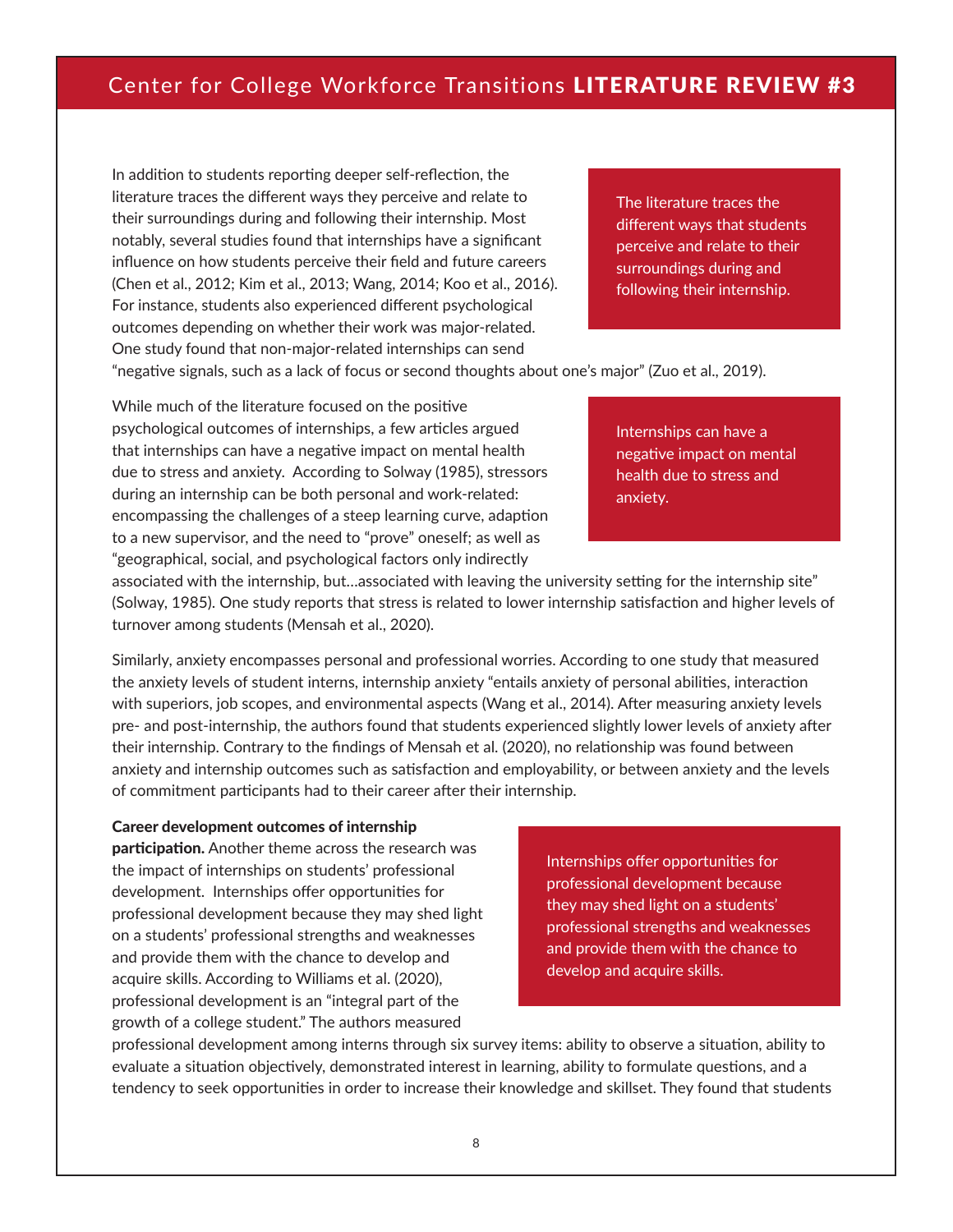In addition to students reporting deeper self-reflection, the literature traces the different ways they perceive and relate to their surroundings during and following their internship. Most notably, several studies found that internships have a significant influence on how students perceive their field and future careers (Chen et al., 2012; Kim et al., 2013; Wang, 2014; Koo et al., 2016). For instance, students also experienced different psychological outcomes depending on whether their work was major-related. One study found that non-major-related internships can send "negative signals, such as a lack of focus or second thoughts about one's major" (Zuo et al., 2019).

> The literature traces the different ways that students perceive and relate to their surroundings during and following their internship.

While much of the literature focused on the positive psychological outcomes of internships, a few articles argued that internships can have a negative impact on mental health due to stress and anxiety. According to Solway (1985), stressors during an internship can be both personal and work-related: encompassing the challenges of a steep learning curve, adaption to a new supervisor, and the need to "prove" oneself; as well as "geographical, social, and psychological factors only indirectly associated with the internship, but…associated with leaving the university setting for the internship site" (Solway, 1985). One study reports that stress is related to lower internship satisfaction and higher levels of turnover among students (Mensah et al., 2020).

> Internships can have a negative impact on mental health due to stress and anxiety.

Similarly, anxiety encompasses personal and professional worries. According to one study that measured the anxiety levels of student interns, internship anxiety "entails anxiety of personal abilities, interaction with superiors, job scopes, and environmental aspects (Wang et al., 2014). After measuring anxiety levels pre- and post-internship, the authors found that students experienced slightly lower levels of anxiety after their internship. Contrary to the findings of Mensah et al. (2020), no relationship was found between anxiety and internship outcomes such as satisfaction and employability, or between anxiety and the levels of commitment participants had to their career after their internship.

**Career development outcomes of internship participation.** Another theme across the research was the impact of internships on students' professional development. Internships offer opportunities for professional development because they may shed light on a students' professional strengths and weaknesses and provide them with the chance to develop and acquire skills. According to Williams et al. (2020), professional development is an "integral part of the growth of a college student." The authors measured professional development among interns through six survey items: ability to observe a situation, ability to evaluate a situation objectively, demonstrated interest in learning, ability to formulate questions, and a tendency to seek opportunities in order to increase their knowledge and skillset. They found that students

> Internships offer opportunities for professional development because they may shed light on a students' professional strengths and weaknesses and provide them with the chance to develop and acquire skills.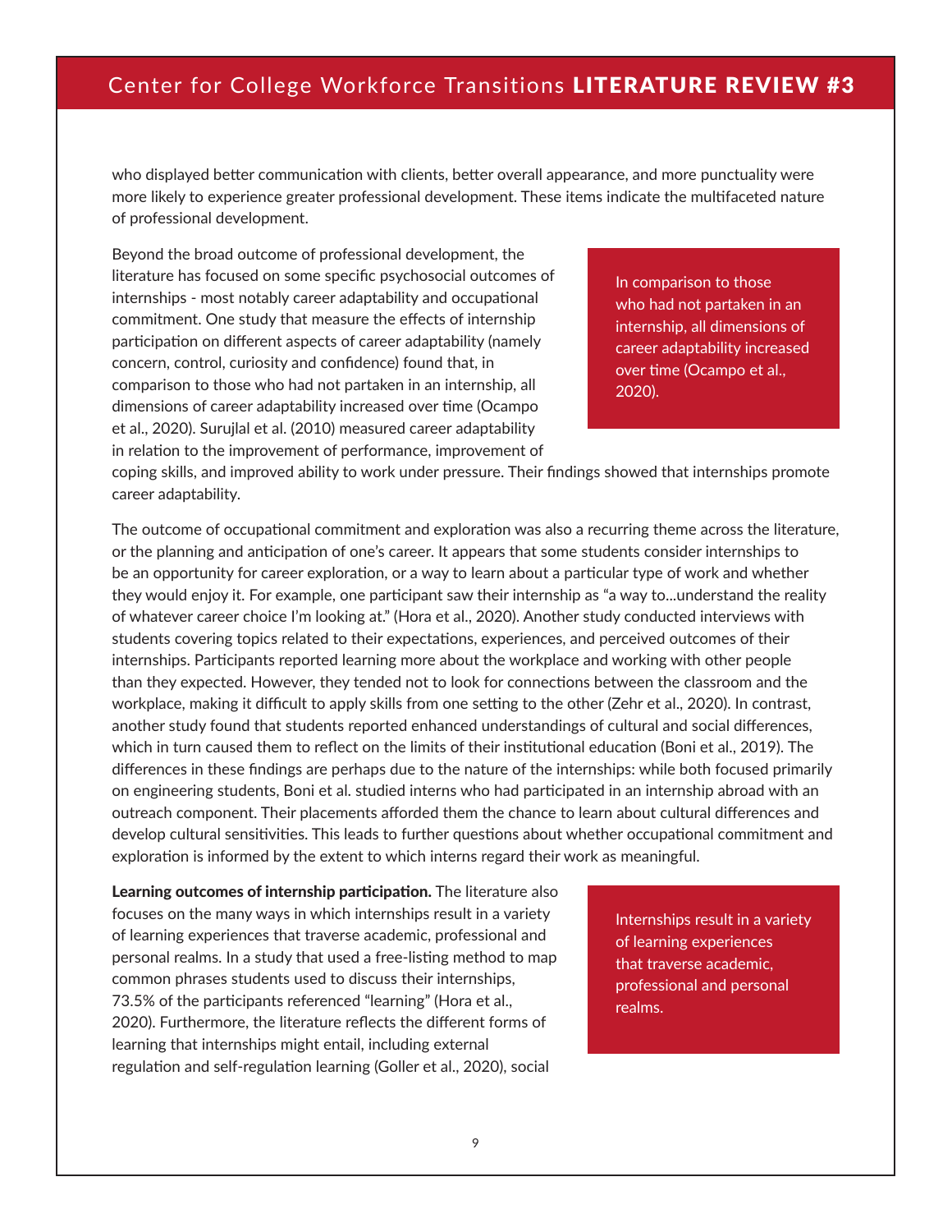who displayed better communication with clients, better overall appearance, and more punctuality were more likely to experience greater professional development. These items indicate the multifaceted nature of professional development.

Beyond the broad outcome of professional development, the literature has focused on some specific psychosocial outcomes of internships - most notably career adaptability and occupational commitment. One study that measure the effects of internship participation on different aspects of career adaptability (namely concern, control, curiosity and confidence) found that, in comparison to those who had not partaken in an internship, all dimensions of career adaptability increased over time (Ocampo et al., 2020). Surujlal et al. (2010) measured career adaptability in relation to the improvement of performance, improvement of coping skills, and improved ability to work under pressure. Their findings showed that internships promote career adaptability.

> In comparison to those who had not partaken in an internship, all dimensions of career adaptability increased over time (Ocampo et al., 2020).

The outcome of occupational commitment and exploration was also a recurring theme across the literature, or the planning and anticipation of one's career. It appears that some students consider internships to be an opportunity for career exploration, or a way to learn about a particular type of work and whether they would enjoy it. For example, one participant saw their internship as "a way to...understand the reality of whatever career choice I'm looking at." (Hora et al., 2020). Another study conducted interviews with students covering topics related to their expectations, experiences, and perceived outcomes of their internships. Participants reported learning more about the workplace and working with other people than they expected. However, they tended not to look for connections between the classroom and the workplace, making it difficult to apply skills from one setting to the other (Zehr et al., 2020). In contrast, another study found that students reported enhanced understandings of cultural and social differences, which in turn caused them to reflect on the limits of their institutional education (Boni et al., 2019). The differences in these findings are perhaps due to the nature of the internships: while both focused primarily on engineering students, Boni et al. studied interns who had participated in an internship abroad with an outreach component. Their placements afforded them the chance to learn about cultural differences and develop cultural sensitivities. This leads to further questions about whether occupational commitment and exploration is informed by the extent to which interns regard their work as meaningful.

**Learning outcomes of internship participation.** The literature also focuses on the many ways in which internships result in a variety of learning experiences that traverse academic, professional and personal realms. In a study that used a free-listing method to map common phrases students used to discuss their internships, 73.5% of the participants referenced "learning" (Hora et al., 2020). Furthermore, the literature reflects the different forms of learning that internships might entail, including external regulation and self-regulation learning (Goller et al., 2020), social

> Internships result in a variety of learning experiences that traverse academic, professional and personal realms.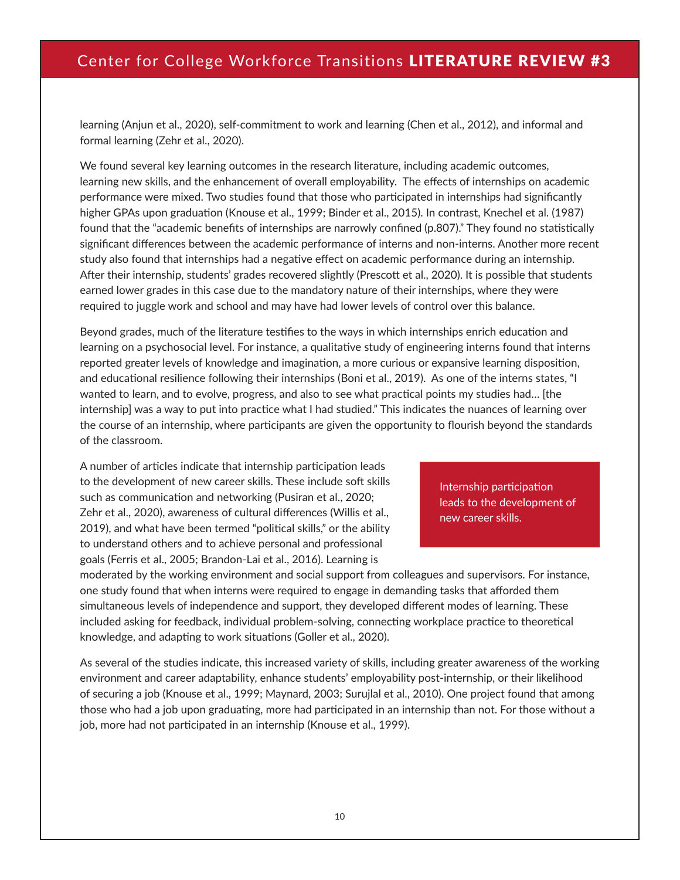learning (Anjun et al., 2020), self-commitment to work and learning (Chen et al., 2012), and informal and formal learning (Zehr et al., 2020).

We found several key learning outcomes in the research literature, including academic outcomes, learning new skills, and the enhancement of overall employability. The effects of internships on academic performance were mixed. Two studies found that those who participated in internships had significantly higher GPAs upon graduation (Knouse et al., 1999; Binder et al., 2015). In contrast, Knechel et al. (1987) found that the "academic benefits of internships are narrowly confined (p.807)." They found no statistically significant differences between the academic performance of interns and non-interns. Another more recent study also found that internships had a negative effect on academic performance during an internship. After their internship, students' grades recovered slightly (Prescott et al., 2020). It is possible that students earned lower grades in this case due to the mandatory nature of their internships, where they were required to juggle work and school and may have had lower levels of control over this balance.

Beyond grades, much of the literature testifies to the ways in which internships enrich education and learning on a psychosocial level. For instance, a qualitative study of engineering interns found that interns reported greater levels of knowledge and imagination, a more curious or expansive learning disposition, and educational resilience following their internships (Boni et al., 2019). As one of the interns states, "I wanted to learn, and to evolve, progress, and also to see what practical points my studies had… [the internship] was a way to put into practice what I had studied." This indicates the nuances of learning over the course of an internship, where participants are given the opportunity to flourish beyond the standards of the classroom.

A number of articles indicate that internship participation leads to the development of new career skills. These include soft skills such as communication and networking (Pusiran et al., 2020; Zehr et al., 2020), awareness of cultural differences (Willis et al., 2019), and what have been termed "political skills," or the ability to understand others and to achieve personal and professional goals (Ferris et al., 2005; Brandon-Lai et al., 2016). Learning is moderated by the working environment and social support from colleagues and supervisors. For instance, one study found that when interns were required to engage in demanding tasks that afforded them simultaneous levels of independence and support, they developed different modes of learning. These included asking for feedback, individual problem-solving, connecting workplace practice to theoretical knowledge, and adapting to work situations (Goller et al., 2020).

> Internship participation leads to the development of new career skills.

As several of the studies indicate, this increased variety of skills, including greater awareness of the working environment and career adaptability, enhance students' employability post-internship, or their likelihood of securing a job (Knouse et al., 1999; Maynard, 2003; Surujlal et al., 2010). One project found that among those who had a job upon graduating, more had participated in an internship than not. For those without a job, more had not participated in an internship (Knouse et al., 1999).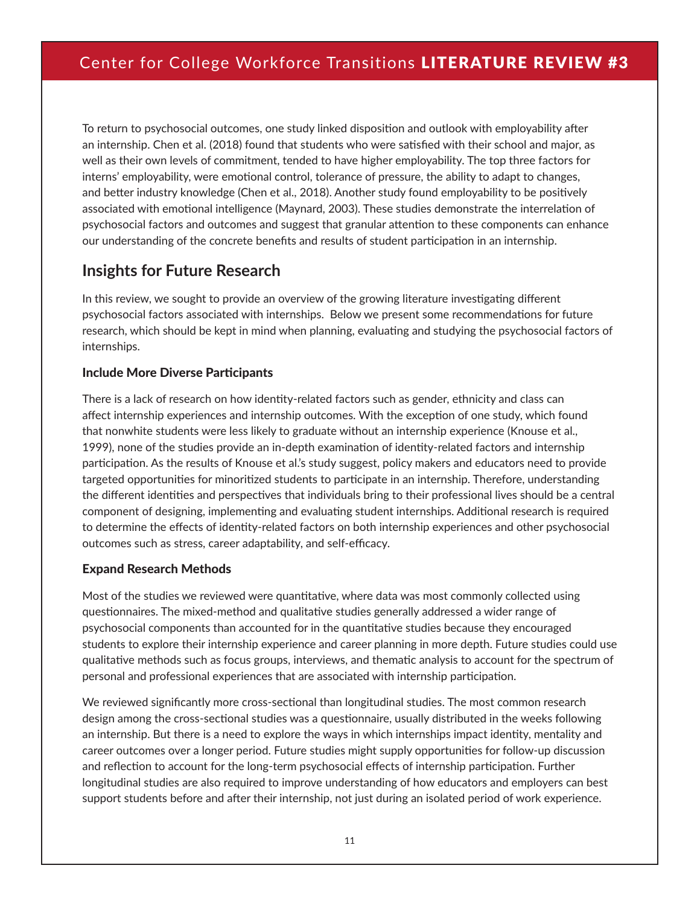To return to psychosocial outcomes, one study linked disposition and outlook with employability after an internship. Chen et al. (2018) found that students who were satisfied with their school and major, as well as their own levels of commitment, tended to have higher employability. The top three factors for interns' employability, were emotional control, tolerance of pressure, the ability to adapt to changes, and better industry knowledge (Chen et al., 2018). Another study found employability to be positively associated with emotional intelligence (Maynard, 2003). These studies demonstrate the interrelation of psychosocial factors and outcomes and suggest that granular attention to these components can enhance our understanding of the concrete benefits and results of student participation in an internship.

## Insights for Future Research

In this review, we sought to provide an overview of the growing literature investigating different psychosocial factors associated with internships.  Below we present some recommendations for future research, which should be kept in mind when planning, evaluating and studying the psychosocial factors of internships.

### Include More Diverse Participants

There is a lack of research on how identity-related factors such as gender, ethnicity and class can affect internship experiences and internship outcomes. With the exception of one study, which found that nonwhite students were less likely to graduate without an internship experience (Knouse et al., 1999), none of the studies provide an in-depth examination of identity-related factors and internship participation. As the results of Knouse et al.'s study suggest, policy makers and educators need to provide targeted opportunities for minoritized students to participate in an internship. Therefore, understanding the different identities and perspectives that individuals bring to their professional lives should be a central component of designing, implementing and evaluating student internships. Additional research is required to determine the effects of identity-related factors on both internship experiences and other psychosocial outcomes such as stress, career adaptability, and self-efficacy.

### Expand Research Methods

Most of the studies we reviewed were quantitative, where data was most commonly collected using questionnaires. The mixed-method and qualitative studies generally addressed a wider range of psychosocial components than accounted for in the quantitative studies because they encouraged students to explore their internship experience and career planning in more depth. Future studies could use qualitative methods such as focus groups, interviews, and thematic analysis to account for the spectrum of personal and professional experiences that are associated with internship participation.

We reviewed significantly more cross-sectional than longitudinal studies. The most common research design among the cross-sectional studies was a questionnaire, usually distributed in the weeks following an internship. But there is a need to explore the ways in which internships impact identity, mentality and career outcomes over a longer period. Future studies might supply opportunities for follow-up discussion and reflection to account for the long-term psychosocial effects of internship participation. Further longitudinal studies are also required to improve understanding of how educators and employers can best support students before and after their internship, not just during an isolated period of work experience.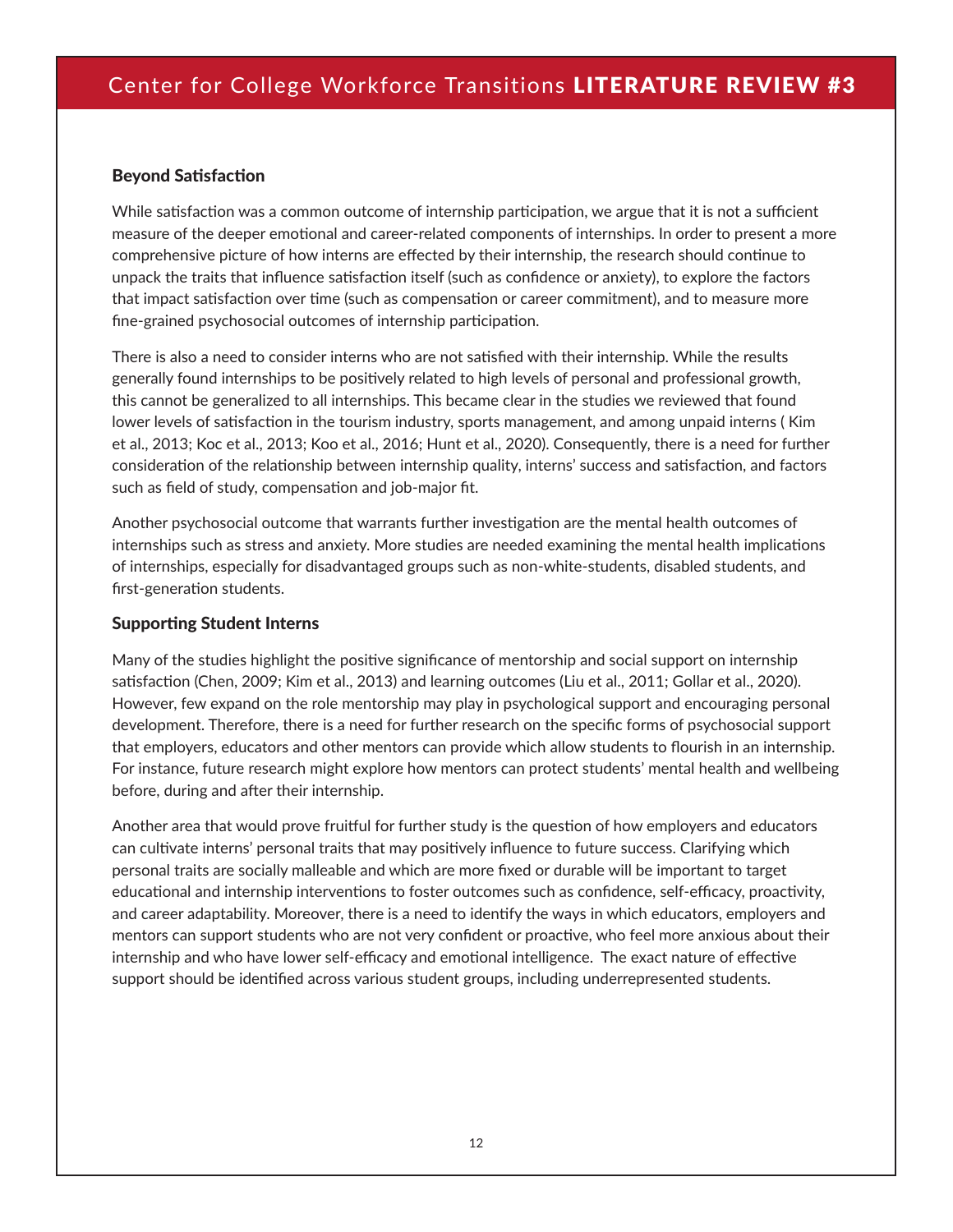### Beyond Satisfaction

While satisfaction was a common outcome of internship participation, we argue that it is not a sufficient measure of the deeper emotional and career-related components of internships. In order to present a more comprehensive picture of how interns are effected by their internship, the research should continue to unpack the traits that influence satisfaction itself (such as confidence or anxiety), to explore the factors that impact satisfaction over time (such as compensation or career commitment), and to measure more fine-grained psychosocial outcomes of internship participation.

There is also a need to consider interns who are not satisfied with their internship. While the results generally found internships to be positively related to high levels of personal and professional growth, this cannot be generalized to all internships. This became clear in the studies we reviewed that found lower levels of satisfaction in the tourism industry, sports management, and among unpaid interns ( Kim et al., 2013; Koc et al., 2013; Koo et al., 2016; Hunt et al., 2020). Consequently, there is a need for further consideration of the relationship between internship quality, interns' success and satisfaction, and factors such as field of study, compensation and job-major fit.

Another psychosocial outcome that warrants further investigation are the mental health outcomes of internships such as stress and anxiety. More studies are needed examining the mental health implications of internships, especially for disadvantaged groups such as non-white-students, disabled students, and first-generation students.

### Supporting Student Interns

Many of the studies highlight the positive significance of mentorship and social support on internship satisfaction (Chen, 2009; Kim et al., 2013) and learning outcomes (Liu et al., 2011; Gollar et al., 2020). However, few expand on the role mentorship may play in psychological support and encouraging personal development. Therefore, there is a need for further research on the specific forms of psychosocial support that employers, educators and other mentors can provide which allow students to flourish in an internship. For instance, future research might explore how mentors can protect students' mental health and wellbeing before, during and after their internship.

Another area that would prove fruitful for further study is the question of how employers and educators can cultivate interns' personal traits that may positively influence to future success. Clarifying which personal traits are socially malleable and which are more fixed or durable will be important to target educational and internship interventions to foster outcomes such as confidence, self-efficacy, proactivity, and career adaptability. Moreover, there is a need to identify the ways in which educators, employers and mentors can support students who are not very confident or proactive, who feel more anxious about their internship and who have lower self-efficacy and emotional intelligence. The exact nature of effective support should be identified across various student groups, including underrepresented students.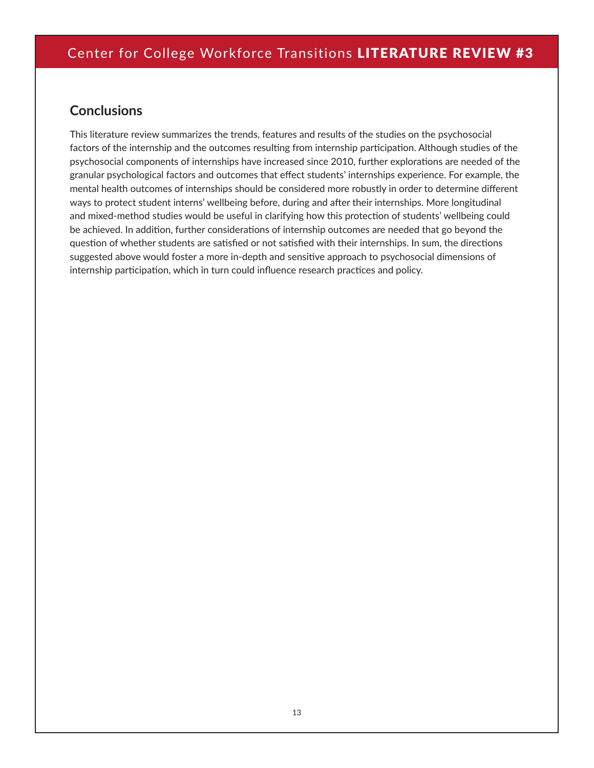## Conclusions

This literature review summarizes the trends, features and results of the studies on the psychosocial factors of the internship and the outcomes resulting from internship participation. Although studies of the psychosocial components of internships have increased since 2010, further explorations are needed of the granular psychological factors and outcomes that effect students' internships experience. For example, the mental health outcomes of internships should be considered more robustly in order to determine different ways to protect student interns' wellbeing before, during and after their internships. More longitudinal and mixed-method studies would be useful in clarifying how this protection of students' wellbeing could be achieved. In addition, further considerations of internship outcomes are needed that go beyond the question of whether students are satisfied or not satisfied with their internships. In sum, the directions suggested above would foster a more in-depth and sensitive approach to psychosocial dimensions of internship participation, which in turn could influence research practices and policy.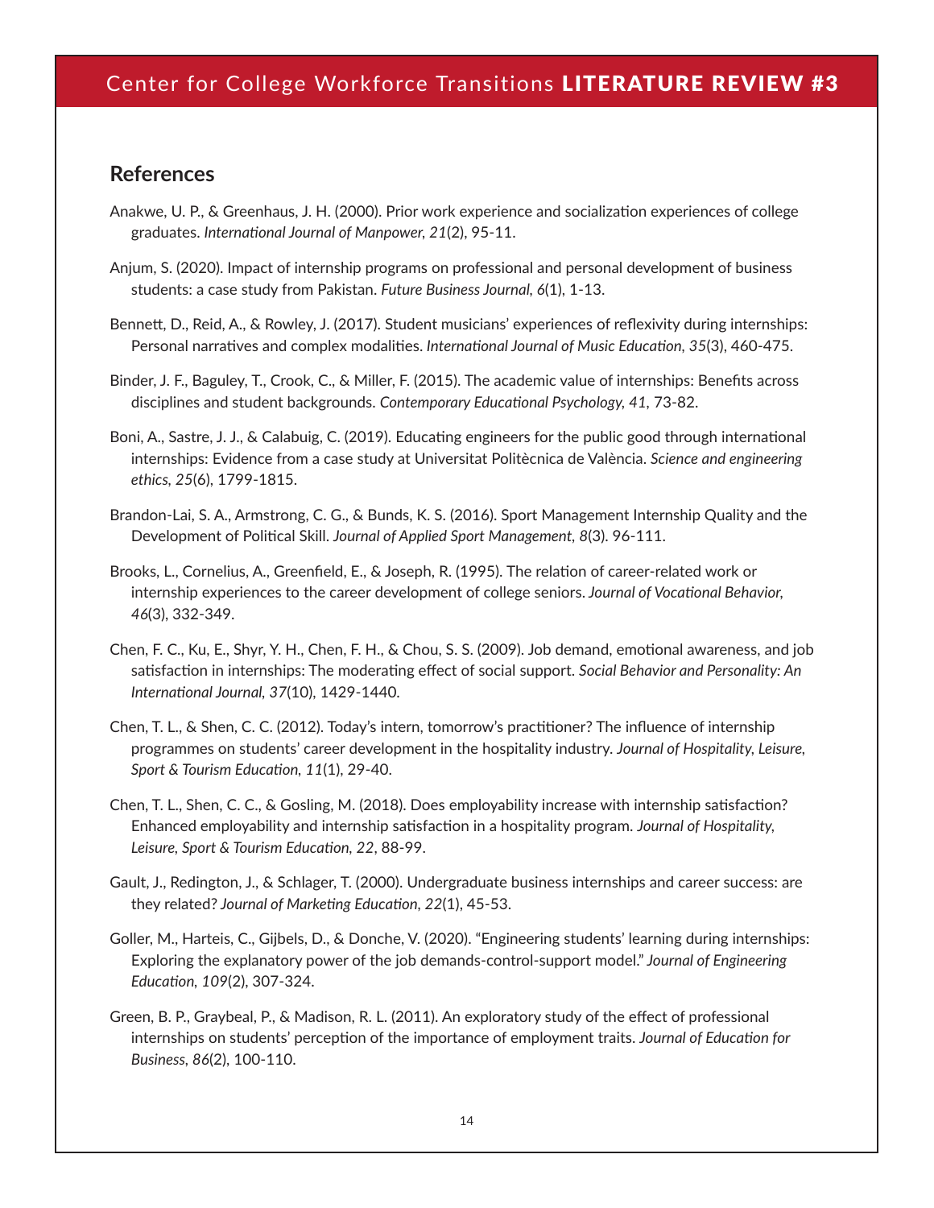## References

Anakwe, U. P., & Greenhaus, J. H. (2000). Prior work experience and socialization experiences of college graduates. *International Journal of Manpower, 21*(2), 95-11.

Anjum, S. (2020). Impact of internship programs on professional and personal development of business students: a case study from Pakistan. *Future Business Journal, 6*(1), 1-13.

Bennett, D., Reid, A., & Rowley, J. (2017). Student musicians' experiences of reflexivity during internships: Personal narratives and complex modalities. *International Journal of Music Education*, *35*(3), 460-475.

Binder, J. F., Baguley, T., Crook, C., & Miller, F. (2015). The academic value of internships: Benefits across disciplines and student backgrounds. *Contemporary Educational Psychology*, *41*, 73-82.

Boni, A., Sastre, J. J., & Calabuig, C. (2019). Educating engineers for the public good through international internships: Evidence from a case study at Universitat Politècnica de València. *Science and engineering ethics, 25*(6), 1799-1815.

Brandon-Lai, S. A., Armstrong, C. G., & Bunds, K. S. (2016). Sport Management Internship Quality and the Development of Political Skill. *Journal of Applied Sport Management*, *8*(3). 96-111.

Brooks, L., Cornelius, A., Greenfield, E., & Joseph, R. (1995). The relation of career-related work or internship experiences to the career development of college seniors. *Journal of Vocational Behavior, 46*(3), 332-349.

Chen, F. C., Ku, E., Shyr, Y. H., Chen, F. H., & Chou, S. S. (2009). Job demand, emotional awareness, and job satisfaction in internships: The moderating effect of social support. *Social Behavior and Personality: An International Journal, 37*(10), 1429-1440.

Chen, T. L., & Shen, C. C. (2012). Today's intern, tomorrow's practitioner? The influence of internship programmes on students' career development in the hospitality industry. *Journal of Hospitality, Leisure, Sport & Tourism Education, 11*(1), 29-40.

Chen, T. L., Shen, C. C., & Gosling, M. (2018). Does employability increase with internship satisfaction? Enhanced employability and internship satisfaction in a hospitality program. *Journal of Hospitality, Leisure, Sport & Tourism Education, 22*, 88-99.

Gault, J., Redington, J., & Schlager, T. (2000). Undergraduate business internships and career success: are they related? *Journal of Marketing Education*, *22*(1), 45-53.

Goller, M., Harteis, C., Gijbels, D., & Donche, V. (2020). "Engineering students' learning during internships: Exploring the explanatory power of the job demands-control-support model." *Journal of Engineering Education, 109*(2), 307-324.

Green, B. P., Graybeal, P., & Madison, R. L. (2011). An exploratory study of the effect of professional internships on students' perception of the importance of employment traits. *Journal of Education for Business*, *86*(2), 100-110.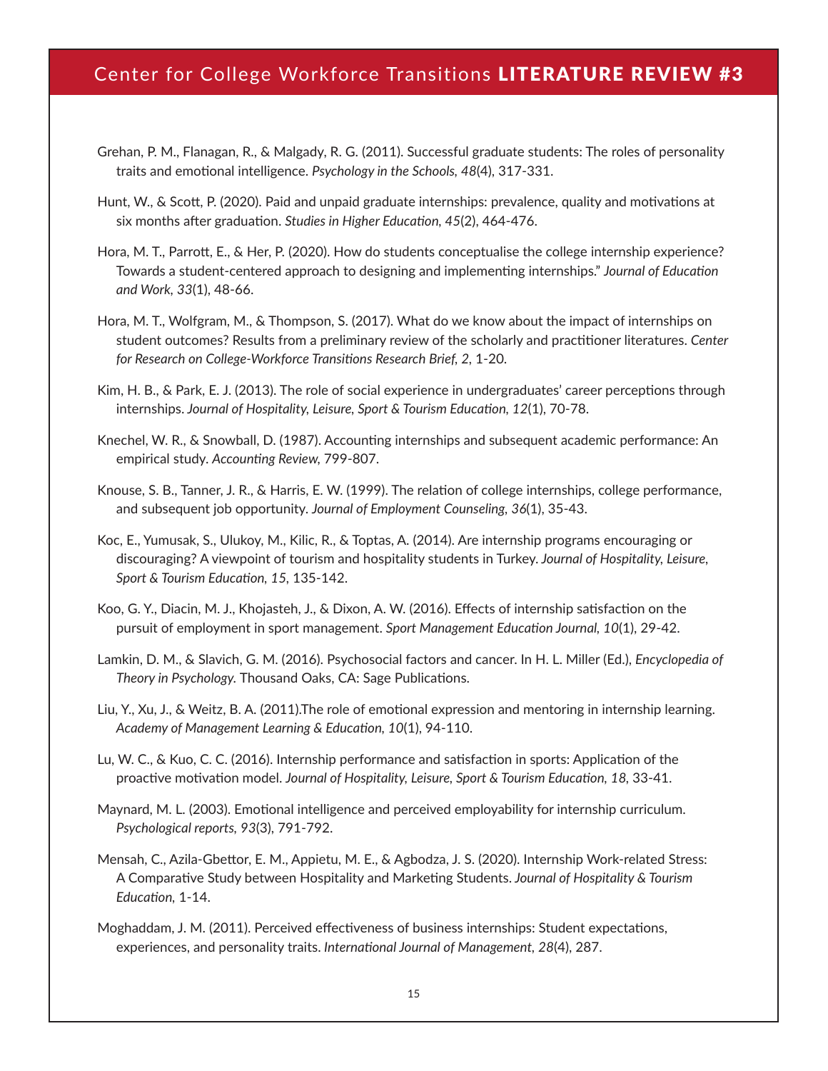Grehan, P. M., Flanagan, R., & Malgady, R. G. (2011). Successful graduate students: The roles of personality traits and emotional intelligence. *Psychology in the Schools, 48*(4), 317-331.

Hunt, W., & Scott, P. (2020). Paid and unpaid graduate internships: prevalence, quality and motivations at six months after graduation. *Studies in Higher Education, 45*(2), 464-476.

Hora, M. T., Parrott, E., & Her, P. (2020). How do students conceptualise the college internship experience? Towards a student-centered approach to designing and implementing internships." *Journal of Education and Work, 33*(1), 48-66.

Hora, M. T., Wolfgram, M., & Thompson, S. (2017). What do we know about the impact of internships on student outcomes? Results from a preliminary review of the scholarly and practitioner literatures. *Center for Research on College-Workforce Transitions Research Brief, 2*, 1-20.

Kim, H. B., & Park, E. J. (2013). The role of social experience in undergraduates' career perceptions through internships. *Journal of Hospitality, Leisure, Sport & Tourism Education, 12*(1), 70-78.

Knechel, W. R., & Snowball, D. (1987). Accounting internships and subsequent academic performance: An empirical study. *Accounting Review*, 799-807.

Knouse, S. B., Tanner, J. R., & Harris, E. W. (1999). The relation of college internships, college performance, and subsequent job opportunity. *Journal of Employment Counseling, 36*(1), 35-43.

Koc, E., Yumusak, S., Ulukoy, M., Kilic, R., & Toptas, A. (2014). Are internship programs encouraging or discouraging? A viewpoint of tourism and hospitality students in Turkey. *Journal of Hospitality, Leisure, Sport & Tourism Education, 15*, 135-142.

Koo, G. Y., Diacin, M. J., Khojasteh, J., & Dixon, A. W. (2016). Effects of internship satisfaction on the pursuit of employment in sport management. *Sport Management Education Journal, 10*(1), 29-42.

Lamkin, D. M., & Slavich, G. M. (2016). Psychosocial factors and cancer. In H. L. Miller (Ed.), *Encyclopedia of Theory in Psychology.* Thousand Oaks, CA: Sage Publications.

Liu, Y., Xu, J., & Weitz, B. A. (2011).The role of emotional expression and mentoring in internship learning. *Academy of Management Learning & Education, 10*(1), 94-110.

Lu, W. C., & Kuo, C. C. (2016). Internship performance and satisfaction in sports: Application of the proactive motivation model. *Journal of Hospitality, Leisure, Sport & Tourism Education, 18*, 33-41.

Maynard, M. L. (2003). Emotional intelligence and perceived employability for internship curriculum. *Psychological reports, 93*(3), 791-792.

Mensah, C., Azila-Gbettor, E. M., Appietu, M. E., & Agbodza, J. S. (2020). Internship Work-related Stress: A Comparative Study between Hospitality and Marketing Students. *Journal of Hospitality & Tourism Education*, 1-14.

Moghaddam, J. M. (2011). Perceived effectiveness of business internships: Student expectations, experiences, and personality traits. *International Journal of Management, 28*(4), 287.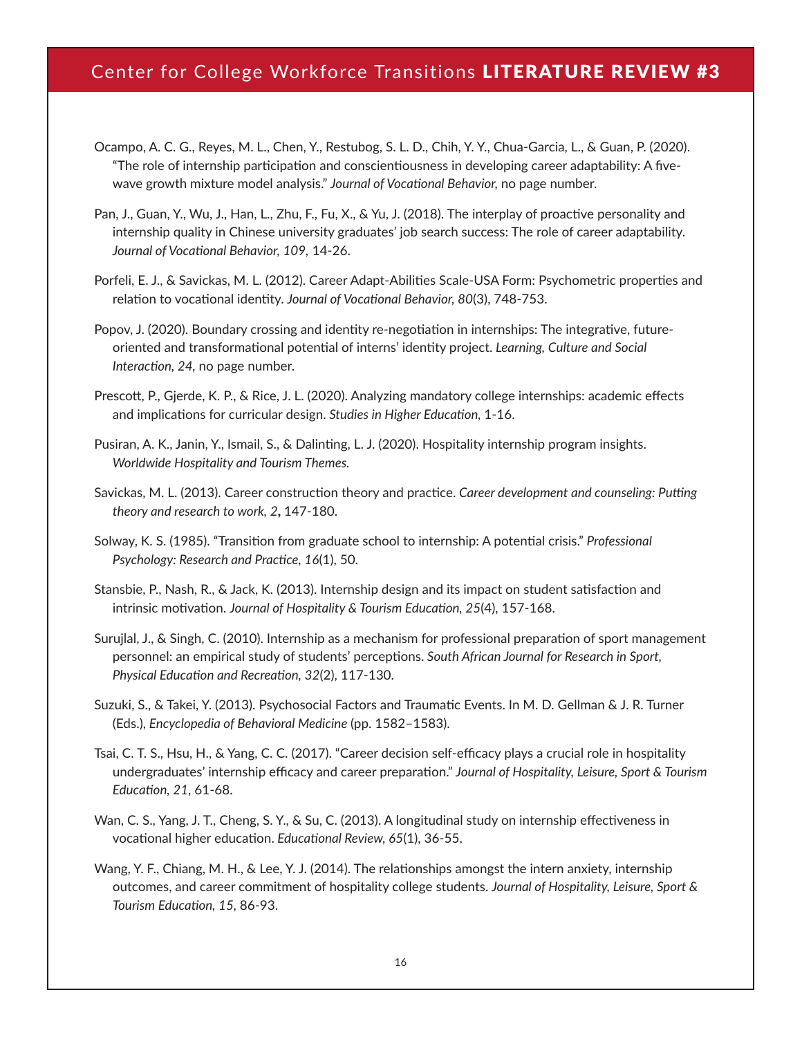Ocampo, A. C. G., Reyes, M. L., Chen, Y., Restubog, S. L. D., Chih, Y. Y., Chua-Garcia, L., & Guan, P. (2020). "The role of internship participation and conscientiousness in developing career adaptability: A five-wave growth mixture model analysis." *Journal of Vocational Behavior*, no page number.

Pan, J., Guan, Y., Wu, J., Han, L., Zhu, F., Fu, X., & Yu, J. (2018). The interplay of proactive personality and internship quality in Chinese university graduates' job search success: The role of career adaptability. *Journal of Vocational Behavior, 109*, 14-26.

Porfeli, E. J., & Savickas, M. L. (2012). Career Adapt-Abilities Scale-USA Form: Psychometric properties and relation to vocational identity. *Journal of Vocational Behavior, 80*(3), 748-753.

Popov, J. (2020). Boundary crossing and identity re-negotiation in internships: The integrative, future-oriented and transformational potential of interns' identity project. *Learning, Culture and Social Interaction, 24*, no page number.

Prescott, P., Gjerde, K. P., & Rice, J. L. (2020). Analyzing mandatory college internships: academic effects and implications for curricular design. *Studies in Higher Education*, 1-16.

Pusiran, A. K., Janin, Y., Ismail, S., & Dalinting, L. J. (2020). Hospitality internship program insights. *Worldwide Hospitality and Tourism Themes.*

Savickas, M. L. (2013). Career construction theory and practice. *Career development and counseling: Putting theory and research to work, 2*, 147-180.

Solway, K. S. (1985). "Transition from graduate school to internship: A potential crisis." *Professional Psychology: Research and Practice, 16*(1), 50.

Stansbie, P., Nash, R., & Jack, K. (2013). Internship design and its impact on student satisfaction and intrinsic motivation. *Journal of Hospitality & Tourism Education, 25*(4), 157-168.

Surujlal, J., & Singh, C. (2010). Internship as a mechanism for professional preparation of sport management personnel: an empirical study of students' perceptions. *South African Journal for Research in Sport, Physical Education and Recreation, 32*(2), 117-130.

Suzuki, S., & Takei, Y. (2013). Psychosocial Factors and Traumatic Events. In M. D. Gellman & J. R. Turner (Eds.), *Encyclopedia of Behavioral Medicine* (pp. 1582–1583).

Tsai, C. T. S., Hsu, H., & Yang, C. C. (2017). "Career decision self-efficacy plays a crucial role in hospitality undergraduates' internship efficacy and career preparation." *Journal of Hospitality, Leisure, Sport & Tourism Education, 21*, 61-68.

Wan, C. S., Yang, J. T., Cheng, S. Y., & Su, C. (2013). A longitudinal study on internship effectiveness in vocational higher education. *Educational Review, 65*(1), 36-55.

Wang, Y. F., Chiang, M. H., & Lee, Y. J. (2014). The relationships amongst the intern anxiety, internship outcomes, and career commitment of hospitality college students. *Journal of Hospitality, Leisure, Sport & Tourism Education, 15*, 86-93.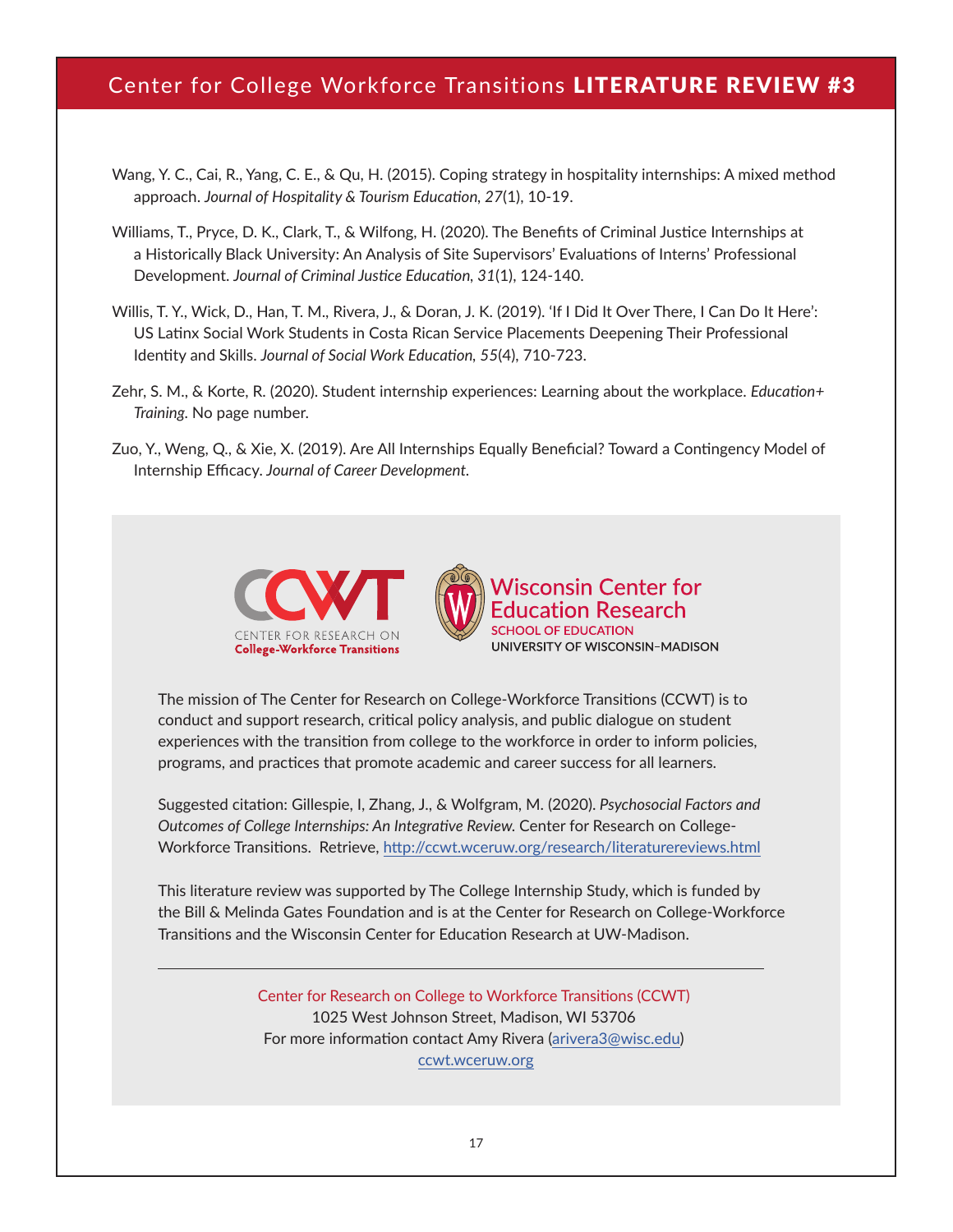Wang, Y. C., Cai, R., Yang, C. E., & Qu, H. (2015). Coping strategy in hospitality internships: A mixed method approach. *Journal of Hospitality & Tourism Education, 27*(1), 10-19.

Williams, T., Pryce, D. K., Clark, T., & Wilfong, H. (2020). The Benefits of Criminal Justice Internships at a Historically Black University: An Analysis of Site Supervisors' Evaluations of Interns' Professional Development. *Journal of Criminal Justice Education, 31*(1), 124-140.

Willis, T. Y., Wick, D., Han, T. M., Rivera, J., & Doran, J. K. (2019). 'If I Did It Over There, I Can Do It Here': US Latinx Social Work Students in Costa Rican Service Placements Deepening Their Professional Identity and Skills. *Journal of Social Work Education, 55*(4), 710-723.

Zehr, S. M., & Korte, R. (2020). Student internship experiences: Learning about the workplace. *Education+ Training*. No page number.

Zuo, Y., Weng, Q., & Xie, X. (2019). Are All Internships Equally Beneficial? Toward a Contingency Model of Internship Efficacy. *Journal of Career Development*.

CCWT
CENTER FOR RESEARCH ON
**College-Workforce Transitions**

Wisconsin Center for Education Research
SCHOOL OF EDUCATION
UNIVERSITY OF WISCONSIN–MADISON

The mission of The Center for Research on College-Workforce Transitions (CCWT) is to conduct and support research, critical policy analysis, and public dialogue on student experiences with the transition from college to the workforce in order to inform policies, programs, and practices that promote academic and career success for all learners.

Suggested citation: Gillespie, I, Zhang, J., & Wolfgram, M. (2020). *Psychosocial Factors and Outcomes of College Internships: An Integrative Review.* Center for Research on College-Workforce Transitions. Retrieve, http://ccwt.wceruw.org/research/literaturereviews.html

This literature review was supported by The College Internship Study, which is funded by the Bill & Melinda Gates Foundation and is at the Center for Research on College-Workforce Transitions and the Wisconsin Center for Education Research at UW-Madison.

---

Center for Research on College to Workforce Transitions (CCWT)
1025 West Johnson Street, Madison, WI 53706
For more information contact Amy Rivera (arivera3@wisc.edu)
ccwt.wceruw.org